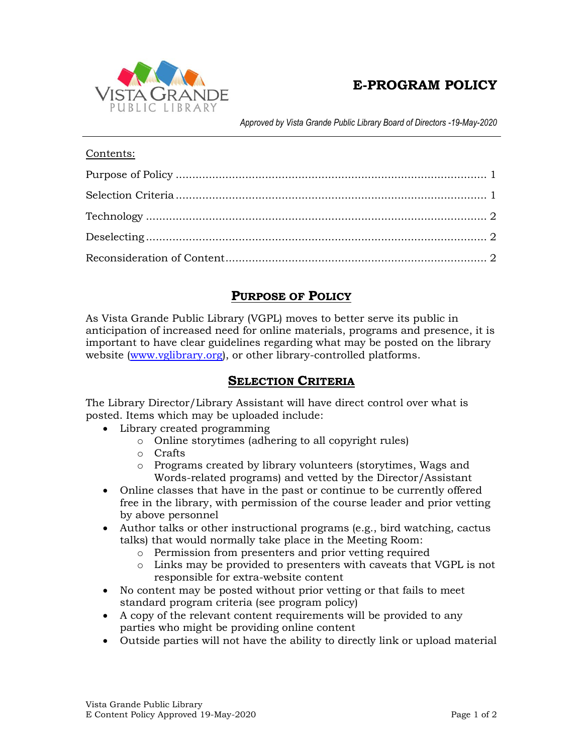# E-PROGRAM POLICY

*Approved by Vista Grande Public Library Board of Directors -19-May-2020*

Contents:

Purpose of Policy ..................................................................................... 1

Selection Criteria ..................................................................................... 1

Technology ............................................................................................. 2

Deselecting ............................................................................................. 2

Reconsideration of Content ....................................................................... 2

## PURPOSE OF POLICY

As Vista Grande Public Library (VGPL) moves to better serve its public in anticipation of increased need for online materials, programs and presence, it is important to have clear guidelines regarding what may be posted on the library website (www.vglibrary.org), or other library-controlled platforms.

## SELECTION CRITERIA

The Library Director/Library Assistant will have direct control over what is posted. Items which may be uploaded include:

- Library created programming
  - Online storytimes (adhering to all copyright rules)
  - Crafts
  - Programs created by library volunteers (storytimes, Wags and Words-related programs) and vetted by the Director/Assistant
- Online classes that have in the past or continue to be currently offered free in the library, with permission of the course leader and prior vetting by above personnel
- Author talks or other instructional programs (e.g., bird watching, cactus talks) that would normally take place in the Meeting Room:
  - Permission from presenters and prior vetting required
  - Links may be provided to presenters with caveats that VGPL is not responsible for extra-website content
- No content may be posted without prior vetting or that fails to meet standard program criteria (see program policy)
- A copy of the relevant content requirements will be provided to any parties who might be providing online content
- Outside parties will not have the ability to directly link or upload material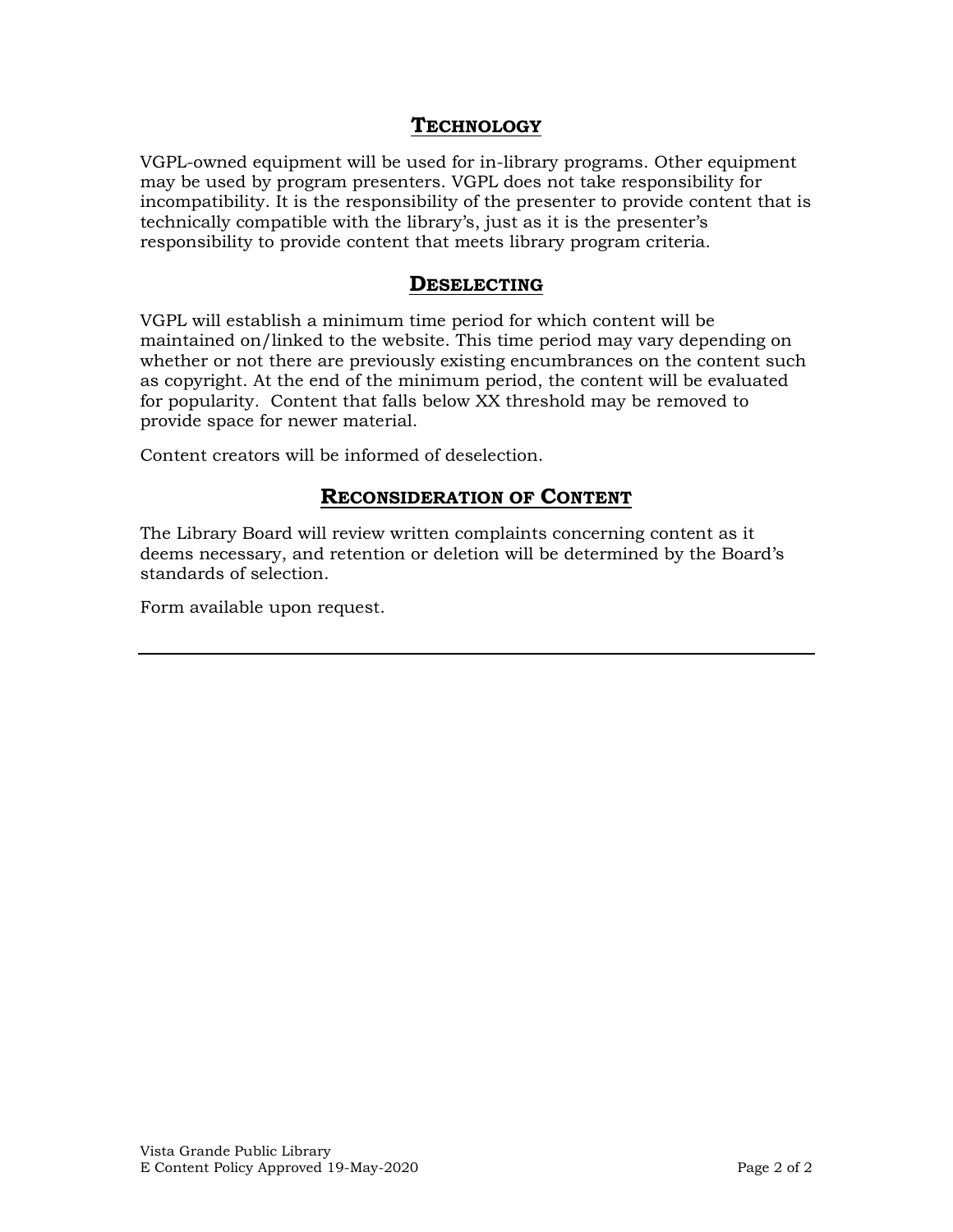## TECHNOLOGY

VGPL-owned equipment will be used for in-library programs. Other equipment may be used by program presenters. VGPL does not take responsibility for incompatibility. It is the responsibility of the presenter to provide content that is technically compatible with the library's, just as it is the presenter's responsibility to provide content that meets library program criteria.

## DESELECTING

VGPL will establish a minimum time period for which content will be maintained on/linked to the website. This time period may vary depending on whether or not there are previously existing encumbrances on the content such as copyright. At the end of the minimum period, the content will be evaluated for popularity. Content that falls below XX threshold may be removed to provide space for newer material.

Content creators will be informed of deselection.

## RECONSIDERATION OF CONTENT

The Library Board will review written complaints concerning content as it deems necessary, and retention or deletion will be determined by the Board's standards of selection.

Form available upon request.

---